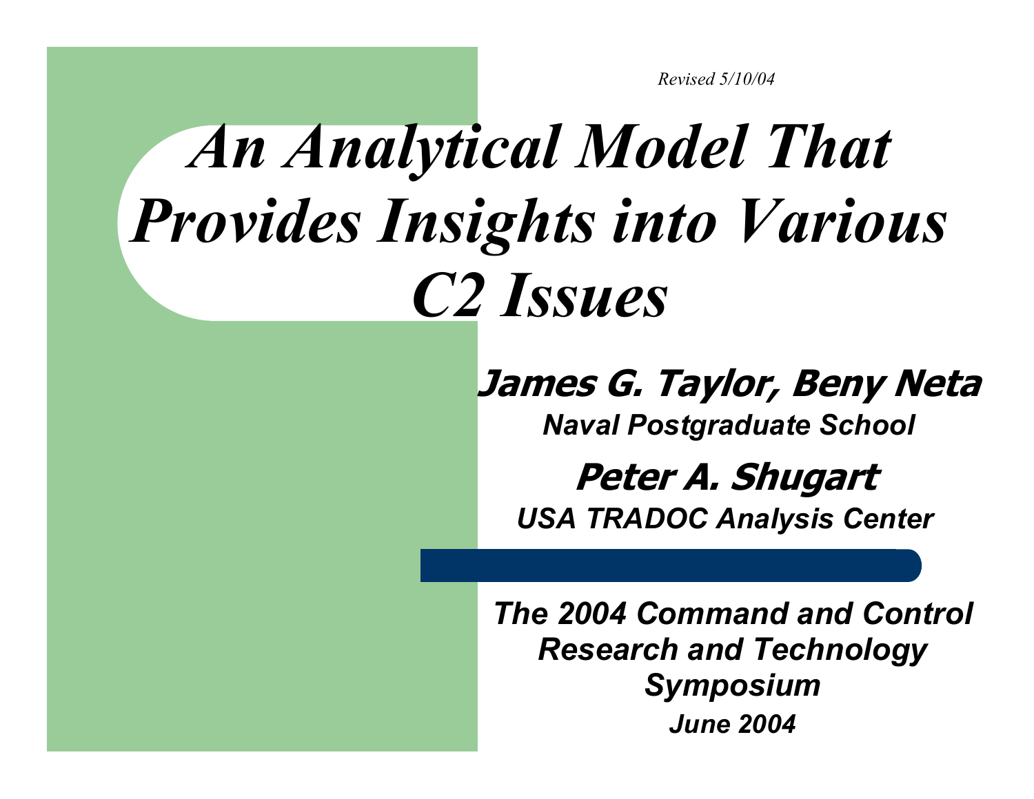*Revised 5/10/04*

# *An Analytical Model That Provides Insights into Various C2 Issues*

***James G. Taylor, Beny Neta***

***Naval Postgraduate School***

***Peter A. Shugart***

***USA TRADOC Analysis Center***

***The 2004 Command and Control Research and Technology Symposium***

***June 2004***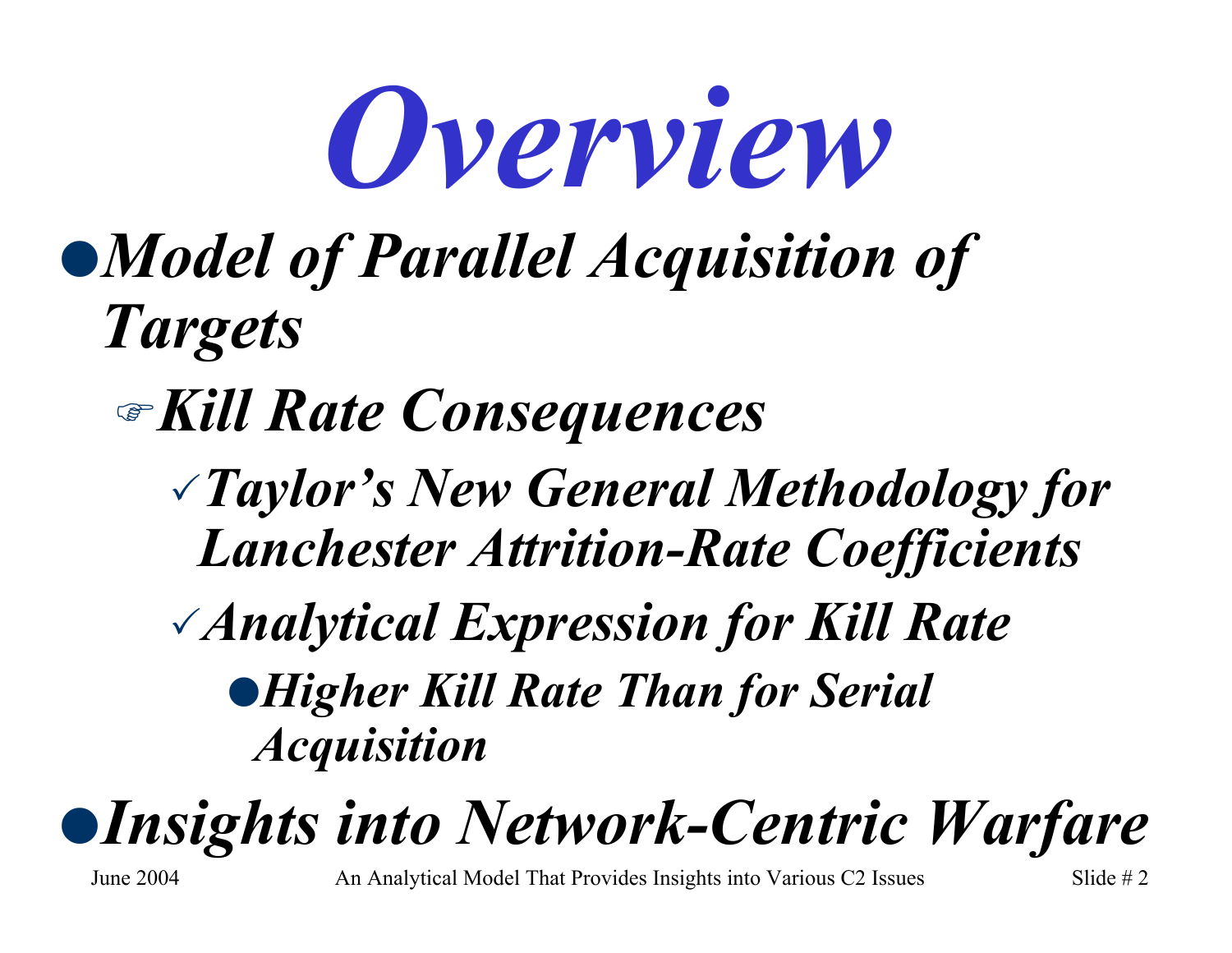# *Overview*

- ***Model of Parallel Acquisition of Targets***
  - ***Kill Rate Consequences***
    - ✓ ***Taylor's New General Methodology for Lanchester Attrition-Rate Coefficients***
    - ✓ ***Analytical Expression for Kill Rate***
      - ***Higher Kill Rate Than for Serial Acquisition***
- ***Insights into Network-Centric Warfare***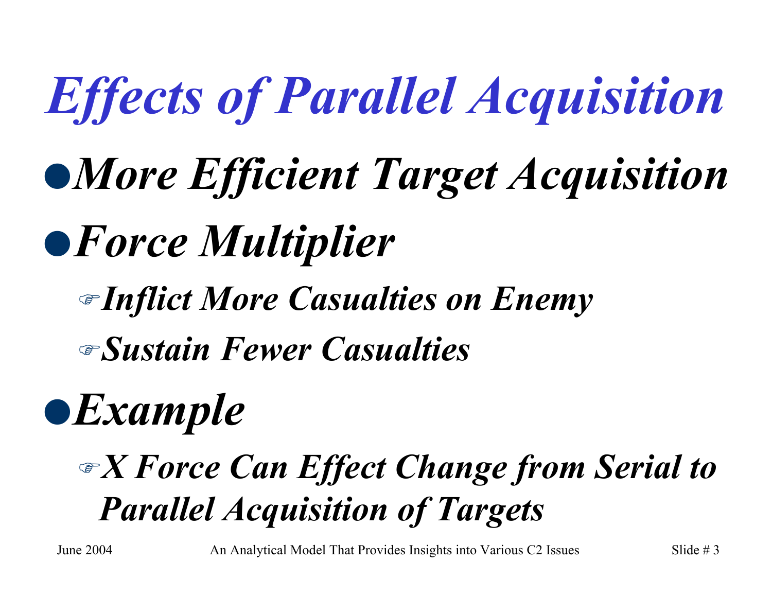# *Effects of Parallel Acquisition*

- ***More Efficient Target Acquisition***
- ***Force Multiplier***
  - ***Inflict More Casualties on Enemy***
  - ***Sustain Fewer Casualties***
- ***Example***
  - ***X Force Can Effect Change from Serial to Parallel Acquisition of Targets***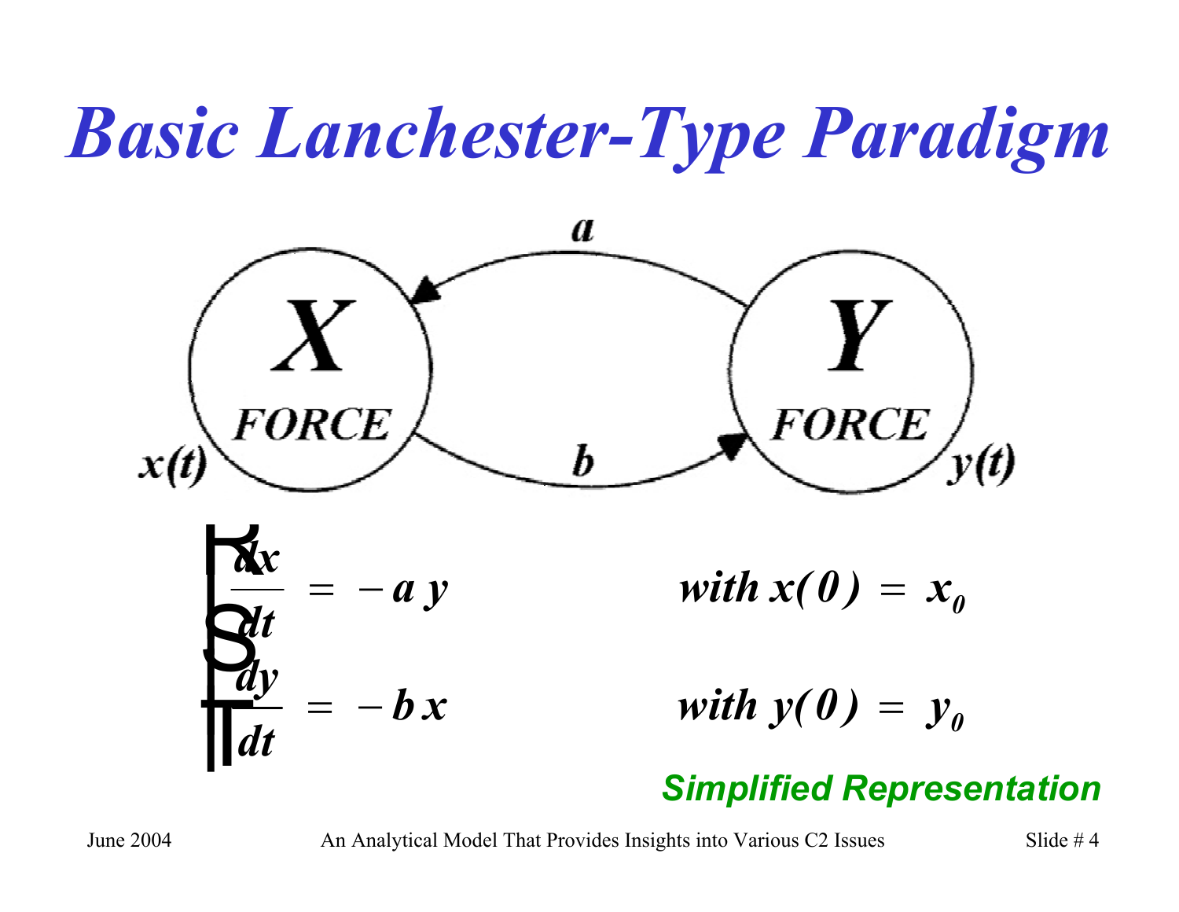# Basic Lanchester-Type Paradigm

a

X FORCE

Y FORCE

b

x(t)

y(t)

$$
\begin{cases}
\dfrac{dx}{dt} = -a\,y & \text{with } x(0) = x_0 \\[2ex]
\dfrac{dy}{dt} = -b\,x & \text{with } y(0) = y_0
\end{cases}
$$

**Simplified Representation**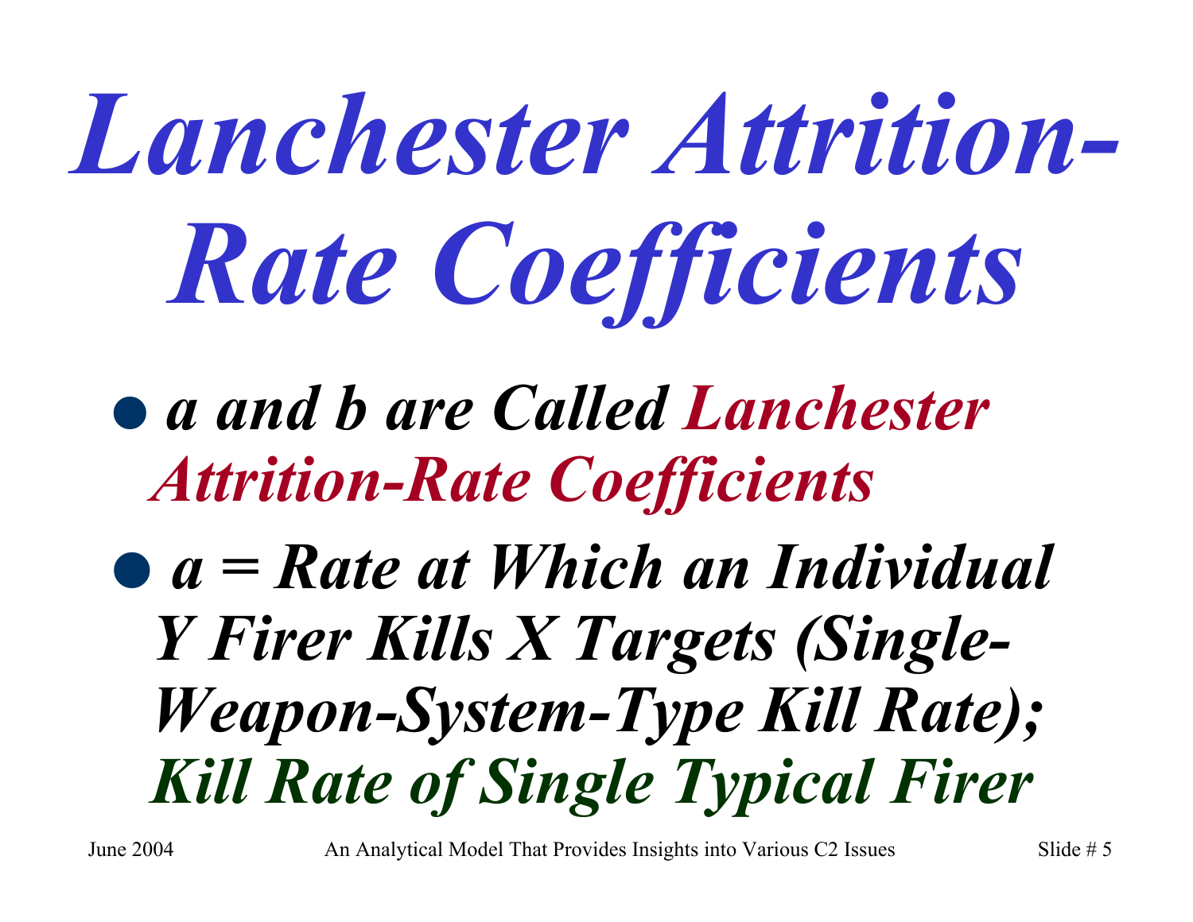# *Lanchester Attrition-Rate Coefficients*

- ***a and b are Called Lanchester Attrition-Rate Coefficients***
- ***a = Rate at Which an Individual Y Firer Kills X Targets (Single-Weapon-System-Type Kill Rate); Kill Rate of Single Typical Firer***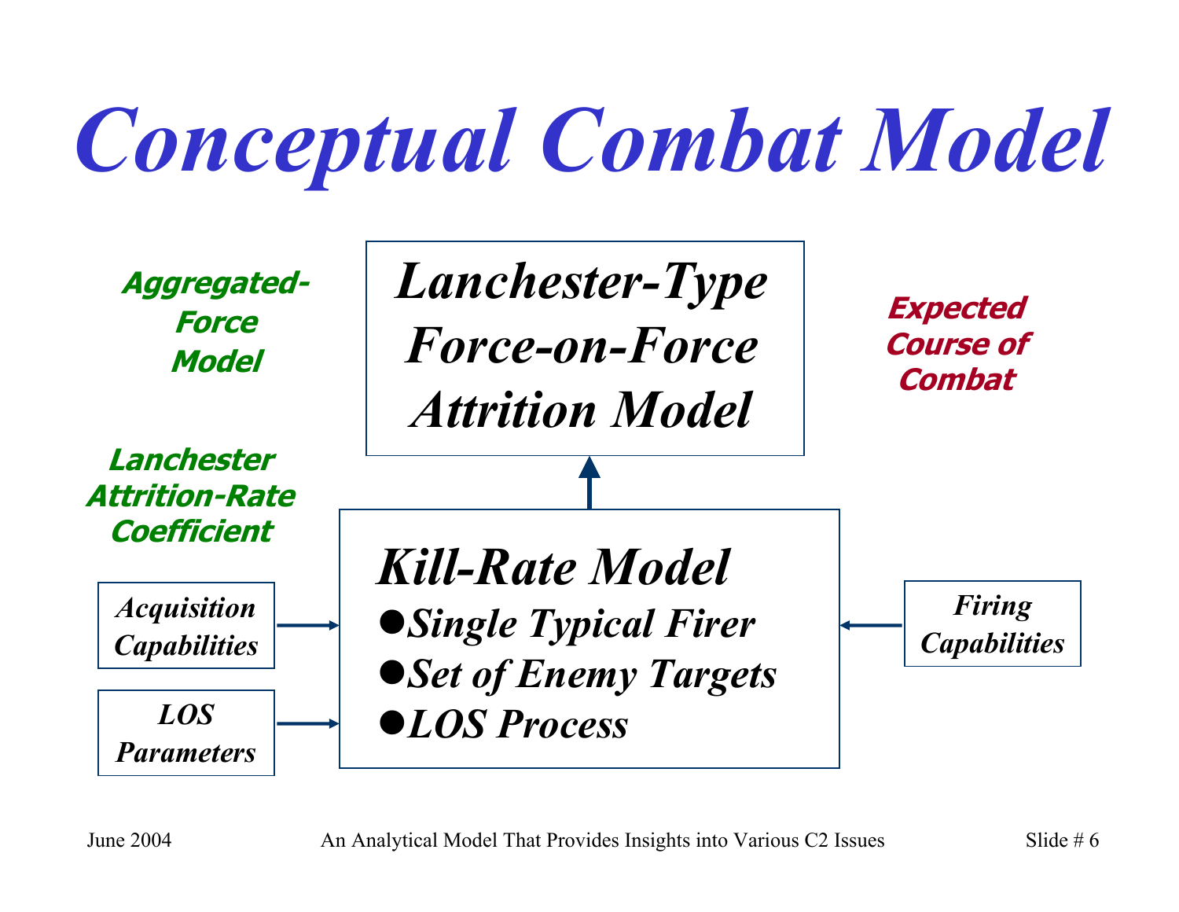# Conceptual Combat Model

*Aggregated-Force Model*

**Lanchester-Type Force-on-Force Attrition Model**

*Expected Course of Combat*

*Lanchester Attrition-Rate Coefficient*

**Kill-Rate Model**

- Single Typical Firer
- Set of Enemy Targets
- LOS Process

Acquisition Capabilities

LOS Parameters

Firing Capabilities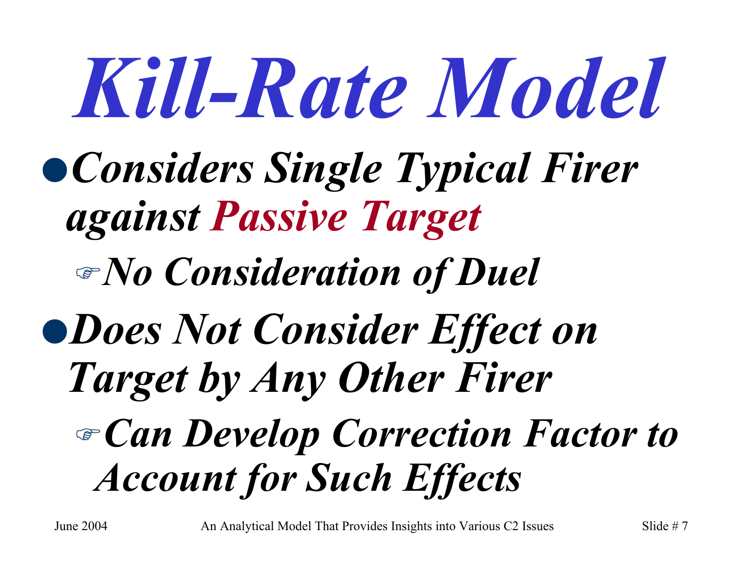# *Kill-Rate Model*

- ***Considers Single Typical Firer against Passive Target***
  - ***No Consideration of Duel***
- ***Does Not Consider Effect on Target by Any Other Firer***
  - ***Can Develop Correction Factor to Account for Such Effects***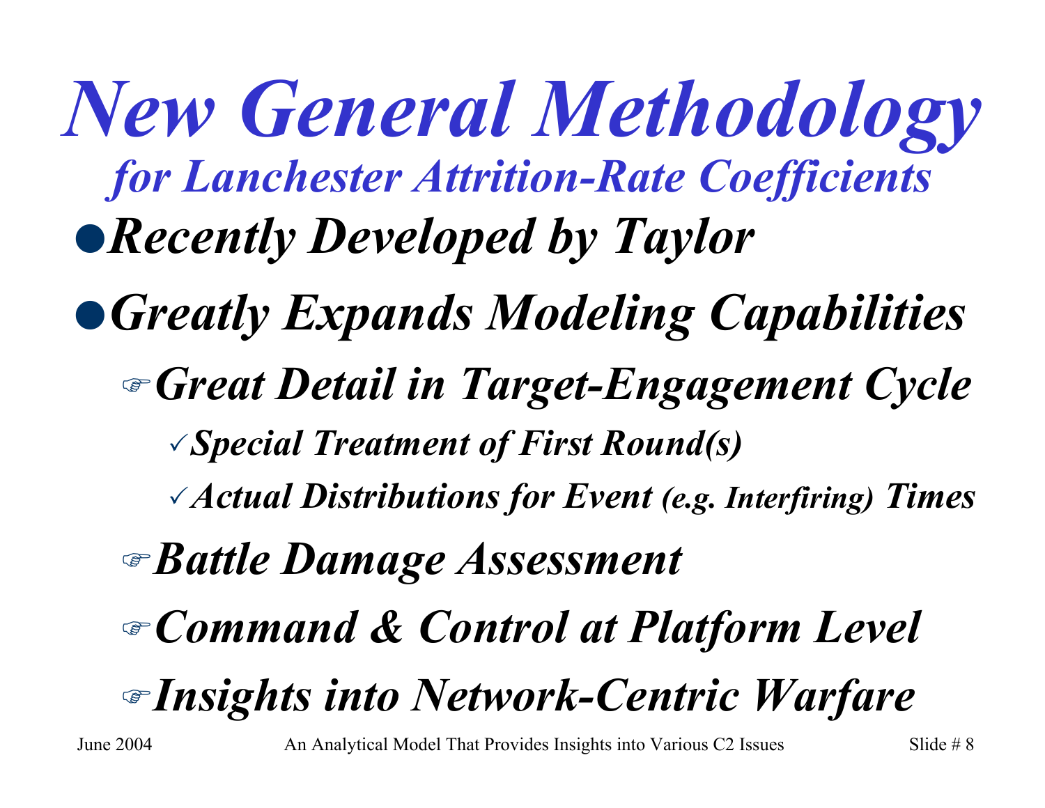# *New General Methodology*

## *for Lanchester Attrition-Rate Coefficients*

- ***Recently Developed by Taylor***
- ***Greatly Expands Modeling Capabilities***
  - ***Great Detail in Target-Engagement Cycle***
    - ✓ ***Special Treatment of First Round(s)***
    - ✓ ***Actual Distributions for Event (e.g. Interfiring) Times***
  - ***Battle Damage Assessment***
  - ***Command & Control at Platform Level***
  - ***Insights into Network-Centric Warfare***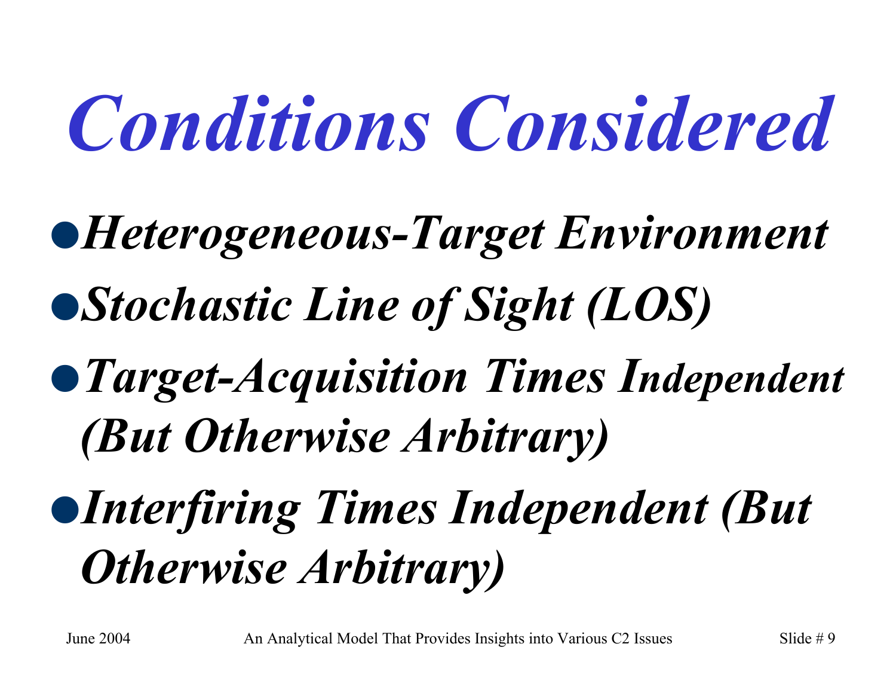# *Conditions Considered*

- ***Heterogeneous-Target Environment***
- ***Stochastic Line of Sight (LOS)***
- ***Target-Acquisition Times Independent (But Otherwise Arbitrary)***
- ***Interfiring Times Independent (But Otherwise Arbitrary)***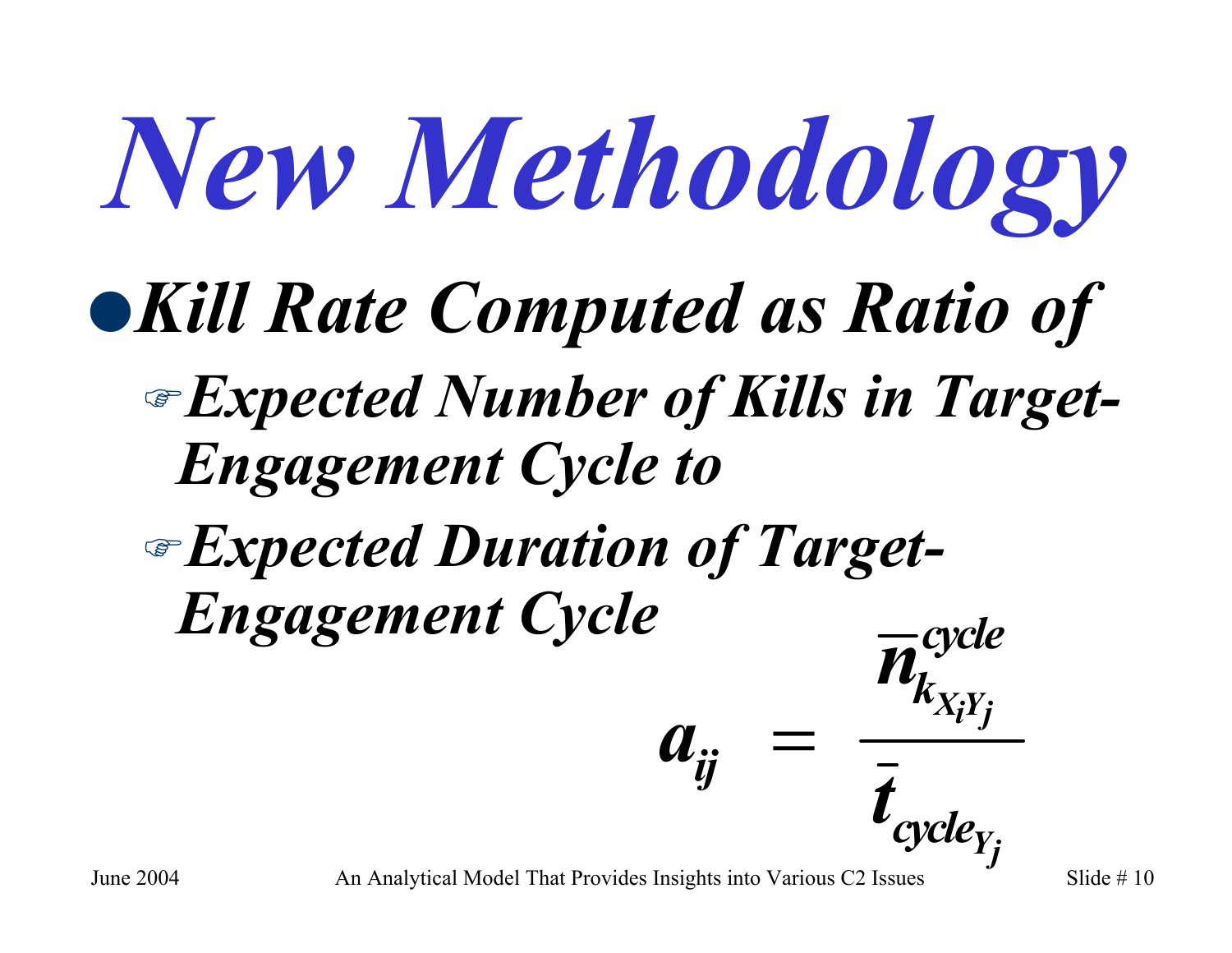# *New Methodology*

- ***Kill Rate Computed as Ratio of***
  - ***Expected Number of Kills in Target-Engagement Cycle to***
  - ***Expected Duration of Target-Engagement Cycle***

$$a_{ij} = \frac{\bar{n}^{cycle}_{k_{X_i Y_j}}}{\bar{t}_{cycle_{Y_j}}}$$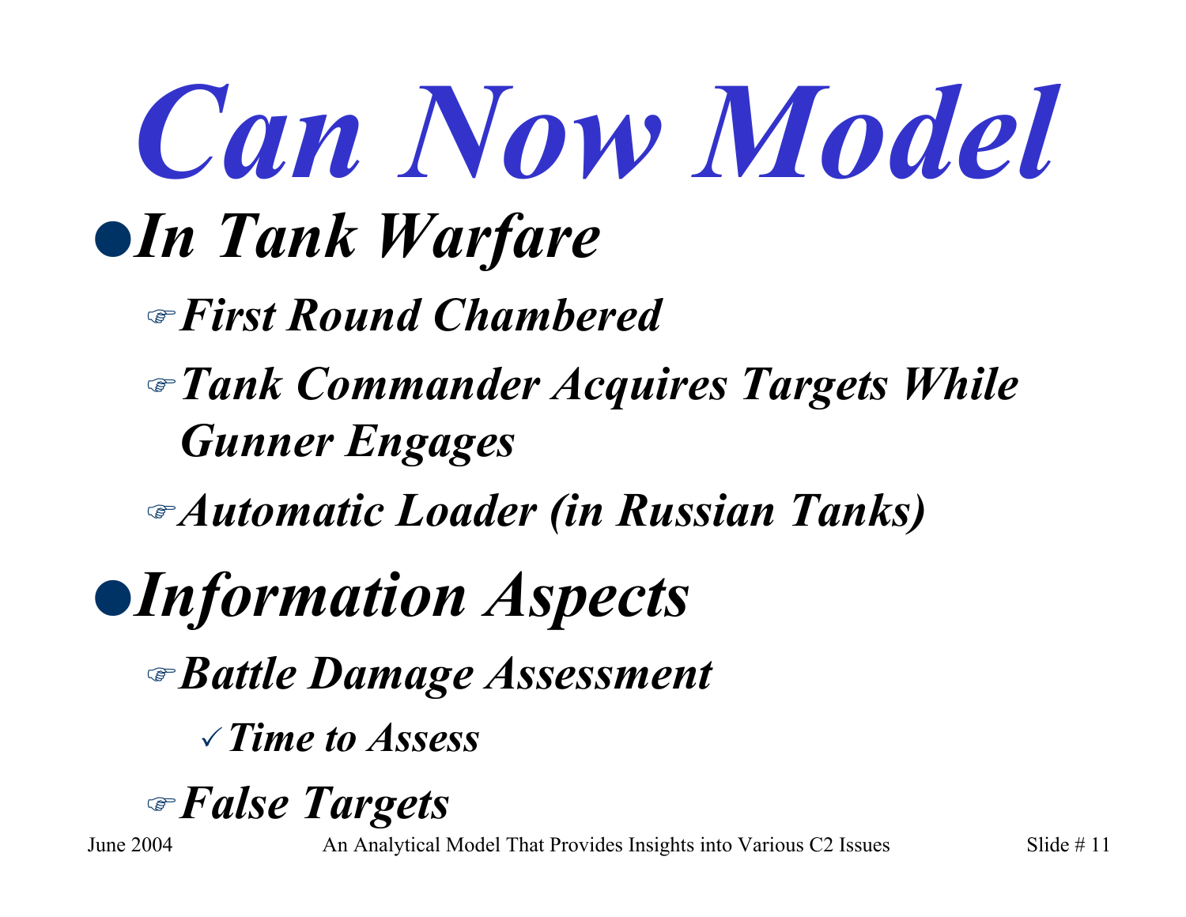# *Can Now Model*

- ***In Tank Warfare***
  - ***First Round Chambered***
  - ***Tank Commander Acquires Targets While Gunner Engages***
  - ***Automatic Loader (in Russian Tanks)***
- ***Information Aspects***
  - ***Battle Damage Assessment***
    - ✓ ***Time to Assess***
  - ***False Targets***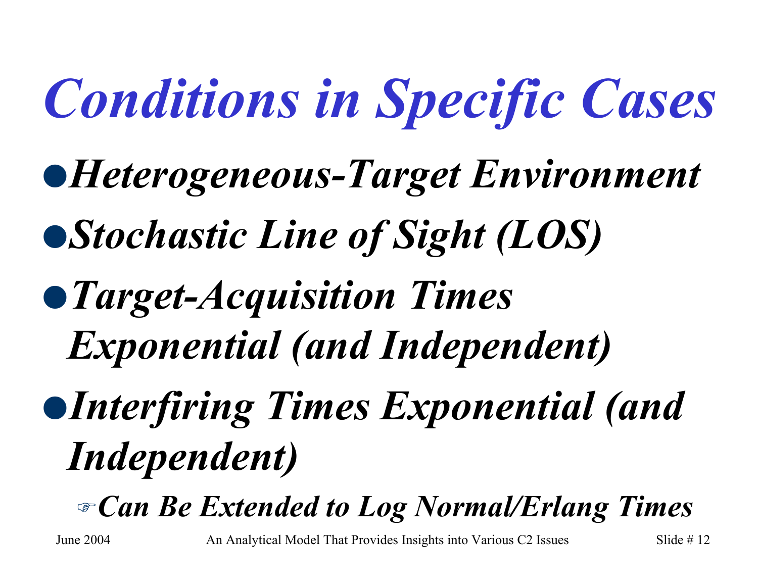# *Conditions in Specific Cases*

- ***Heterogeneous-Target Environment***
- ***Stochastic Line of Sight (LOS)***
- ***Target-Acquisition Times Exponential (and Independent)***
- ***Interfiring Times Exponential (and Independent)***
  - ☞ ***Can Be Extended to Log Normal/Erlang Times***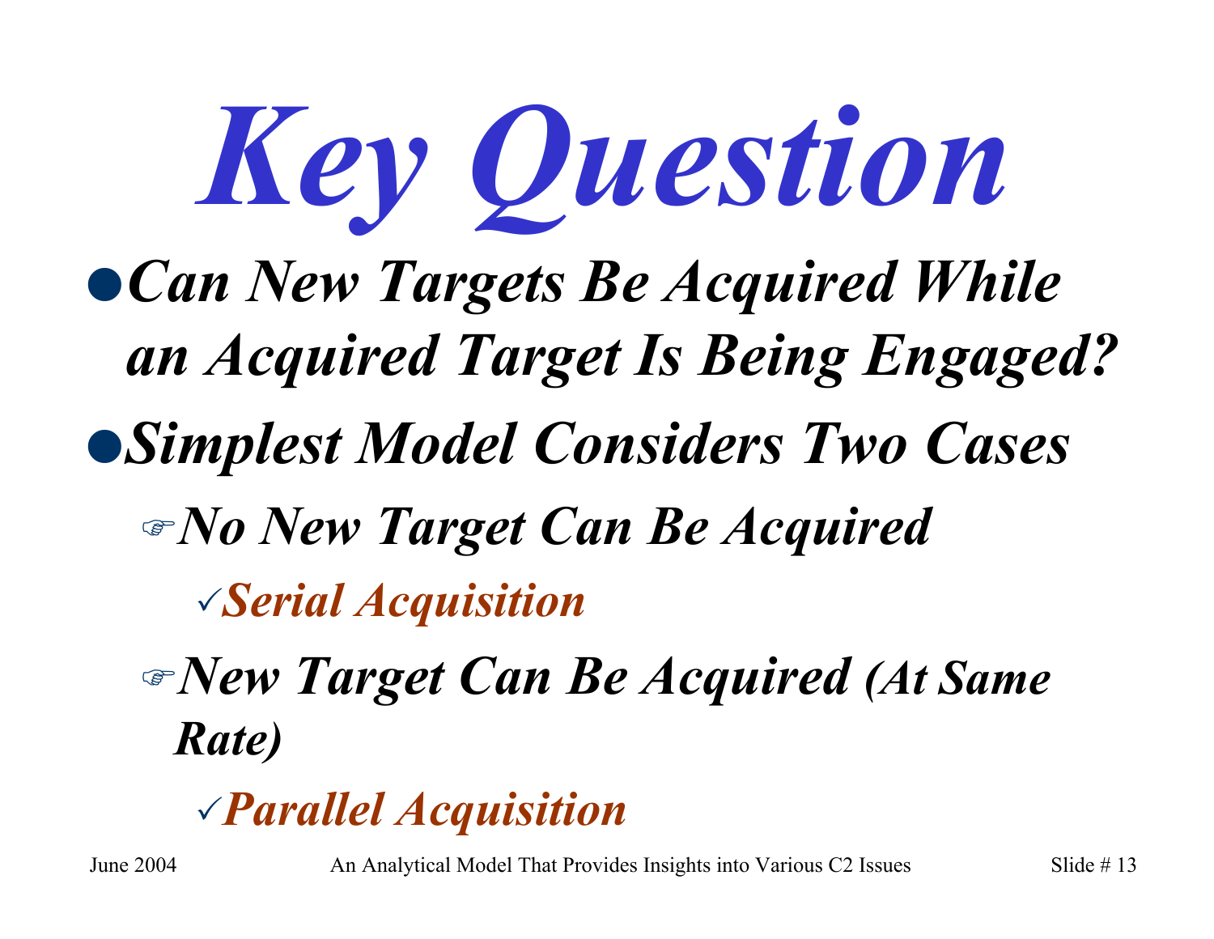# *Key Question*

- ***Can New Targets Be Acquired While an Acquired Target Is Being Engaged?***
- ***Simplest Model Considers Two Cases***
  - ***No New Target Can Be Acquired***
    - ✓ ***Serial Acquisition***
  - ***New Target Can Be Acquired (At Same Rate)***
    - ✓ ***Parallel Acquisition***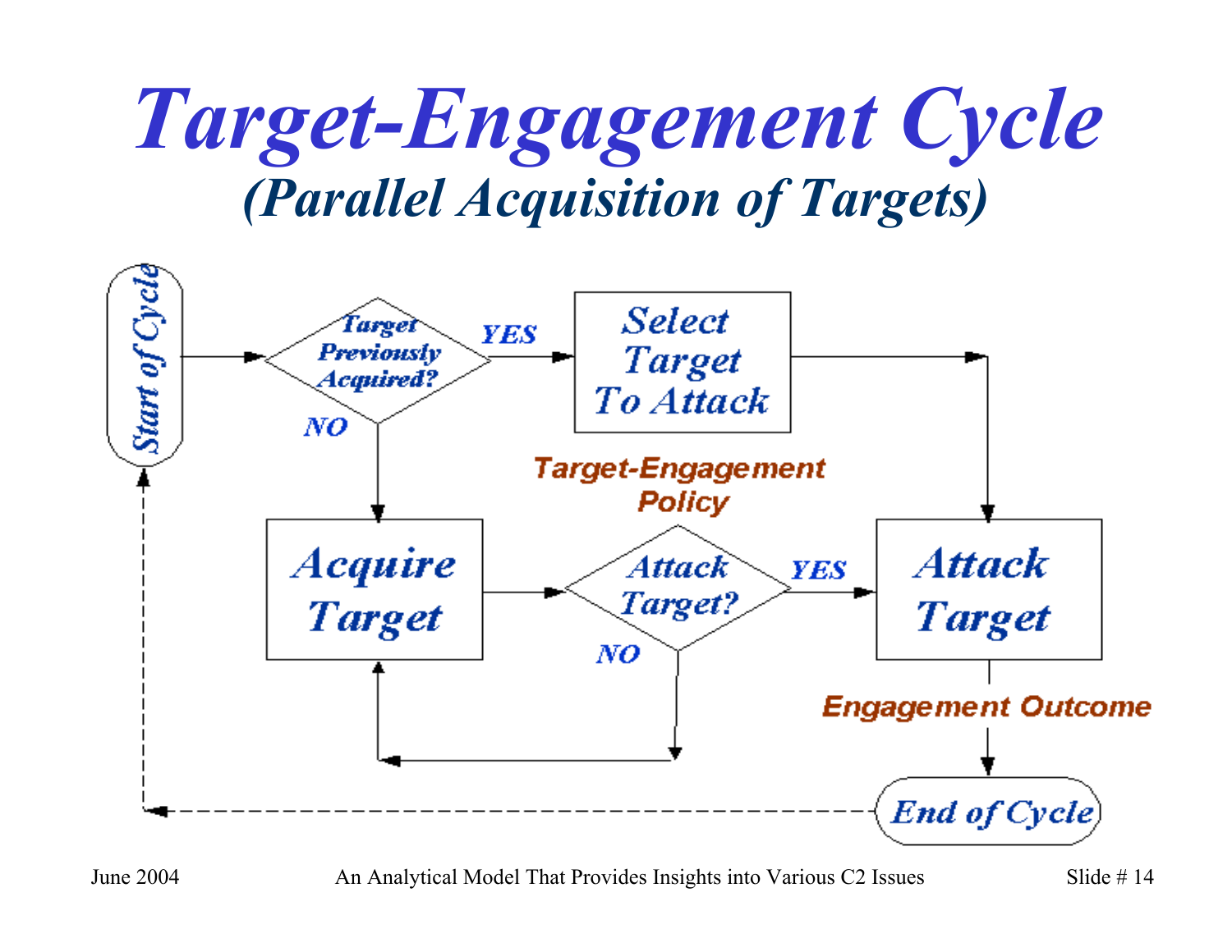# Target-Engagement Cycle

## (Parallel Acquisition of Targets)

Start of Cycle

Target Previously Acquired?

YES

NO

Select Target To Attack

Acquire Target

Target-Engagement Policy

Attack Target?

YES

NO

Attack Target

Engagement Outcome

End of Cycle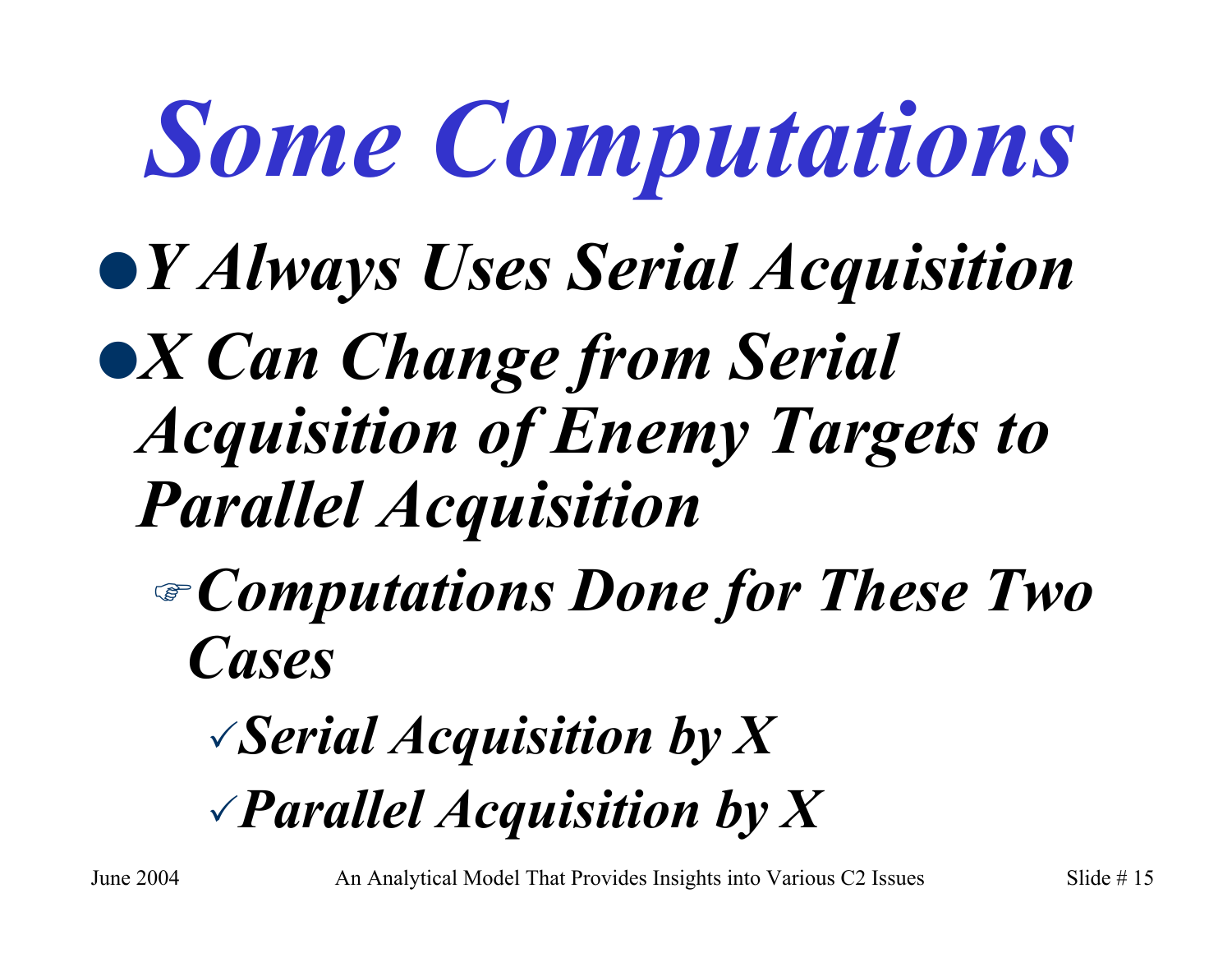# *Some Computations*

- ***Y Always Uses Serial Acquisition***
- ***X Can Change from Serial Acquisition of Enemy Targets to Parallel Acquisition***
  - ***Computations Done for These Two Cases***
    - ✓ ***Serial Acquisition by X***
    - ✓ ***Parallel Acquisition by X***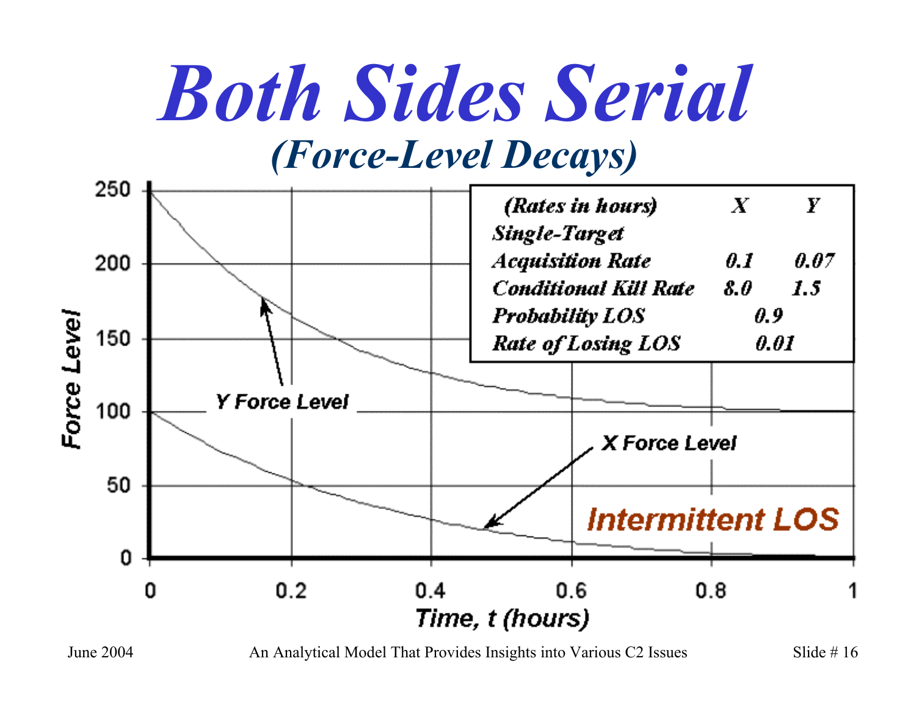# Both Sides Serial

## *(Force-Level Decays)*

| (Rates in hours) | X | Y |
|---|---|---|
| Single-Target | | |
| Acquisition Rate | 0.1 | 0.07 |
| Conditional Kill Rate | 8.0 | 1.5 |
| Probability LOS | 0.9 | |
| Rate of Losing LOS | 0.01 | |

Force Level

250

200

150

100

50

0

0

0.2

0.4

0.6

0.8

1

Time, t (hours)

Y Force Level

X Force Level

Intermittent LOS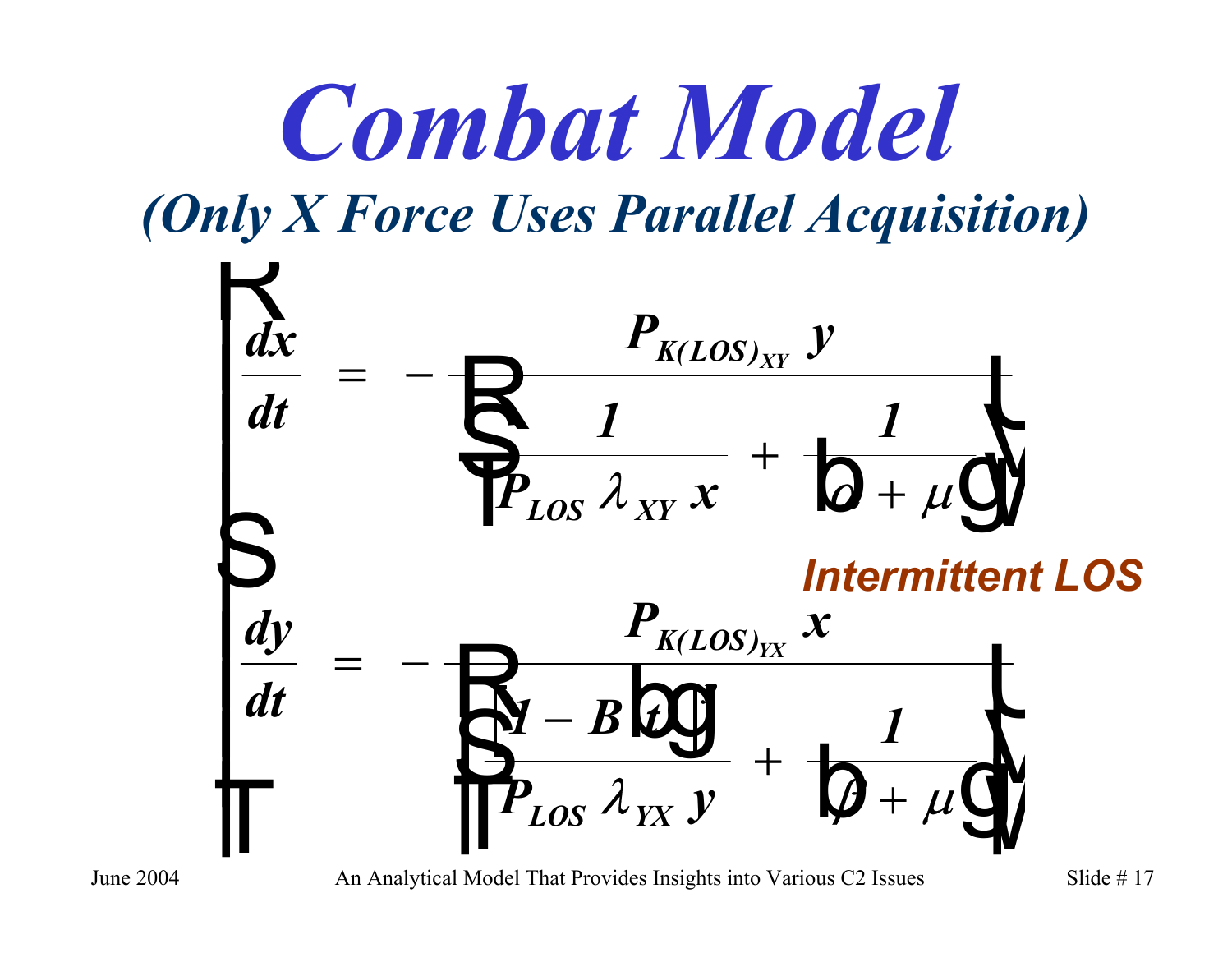# *Combat Model*

## *(Only X Force Uses Parallel Acquisition)*

$$
\begin{cases}
\dfrac{dx}{dt} = -\dfrac{P_{K(LOS)_{XY}}\, y}{\left[ \dfrac{1}{P_{LOS}\, \lambda_{XY}\, x} + \dfrac{1}{(\rho + \mu)} \right]} \\[3em]
\dfrac{dy}{dt} = -\dfrac{P_{K(LOS)_{YX}}\, x}{\left[ \dfrac{1 - B(t)}{P_{LOS}\, \lambda_{YX}\, y} + \dfrac{1}{(\rho + \mu)} \right]}
\end{cases}
$$

***Intermittent LOS***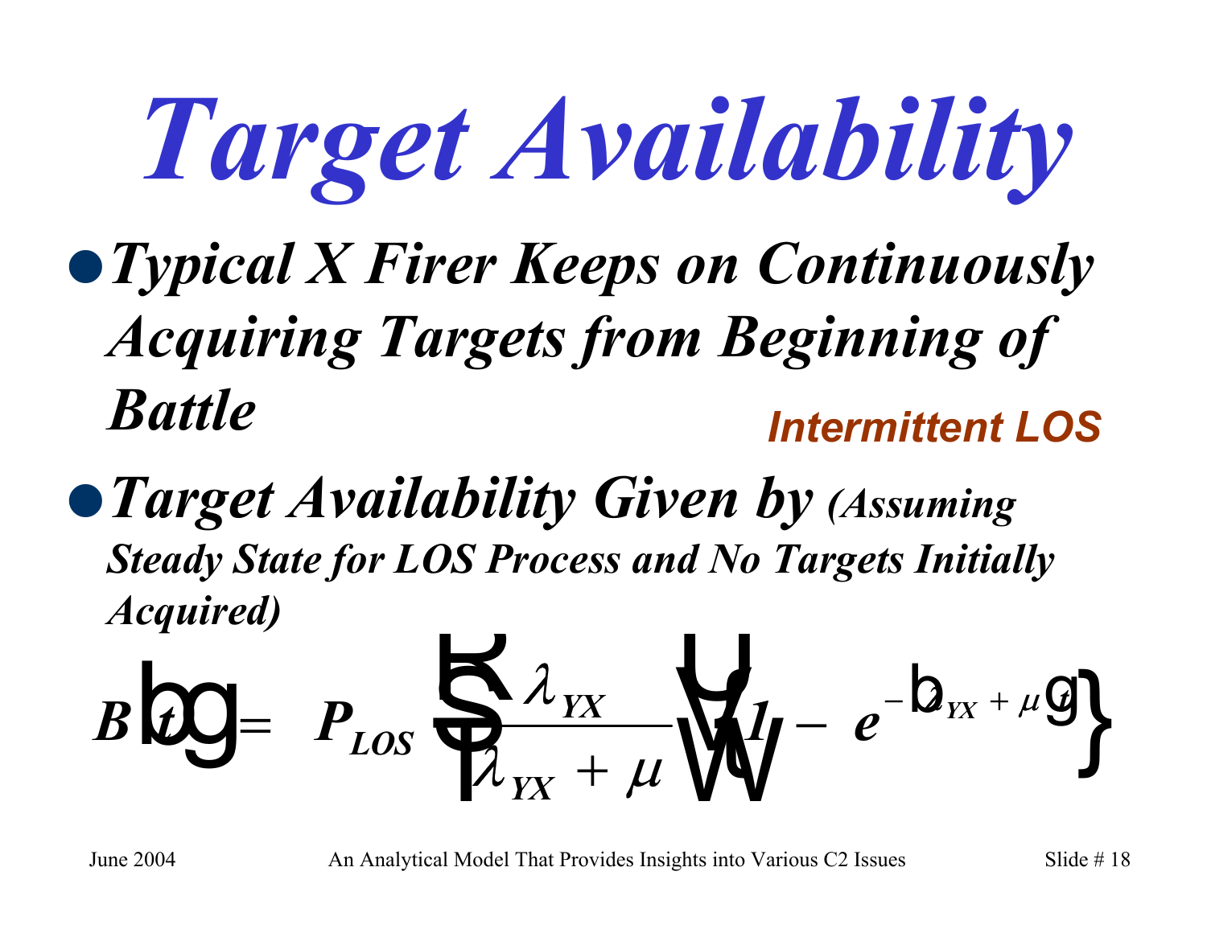# Target Availability

- **_Typical X Firer Keeps on Continuously Acquiring Targets from Beginning of Battle_**

*Intermittent LOS*

- **_Target Availability Given by_** ***(Assuming Steady State for LOS Process and No Targets Initially Acquired)***

$$B(t) = P_{LOS}\left(\frac{\lambda_{YX}}{\lambda_{YX}+\mu}\right)\left\{1 - e^{-(\lambda_{YX}+\mu)t}\right\}$$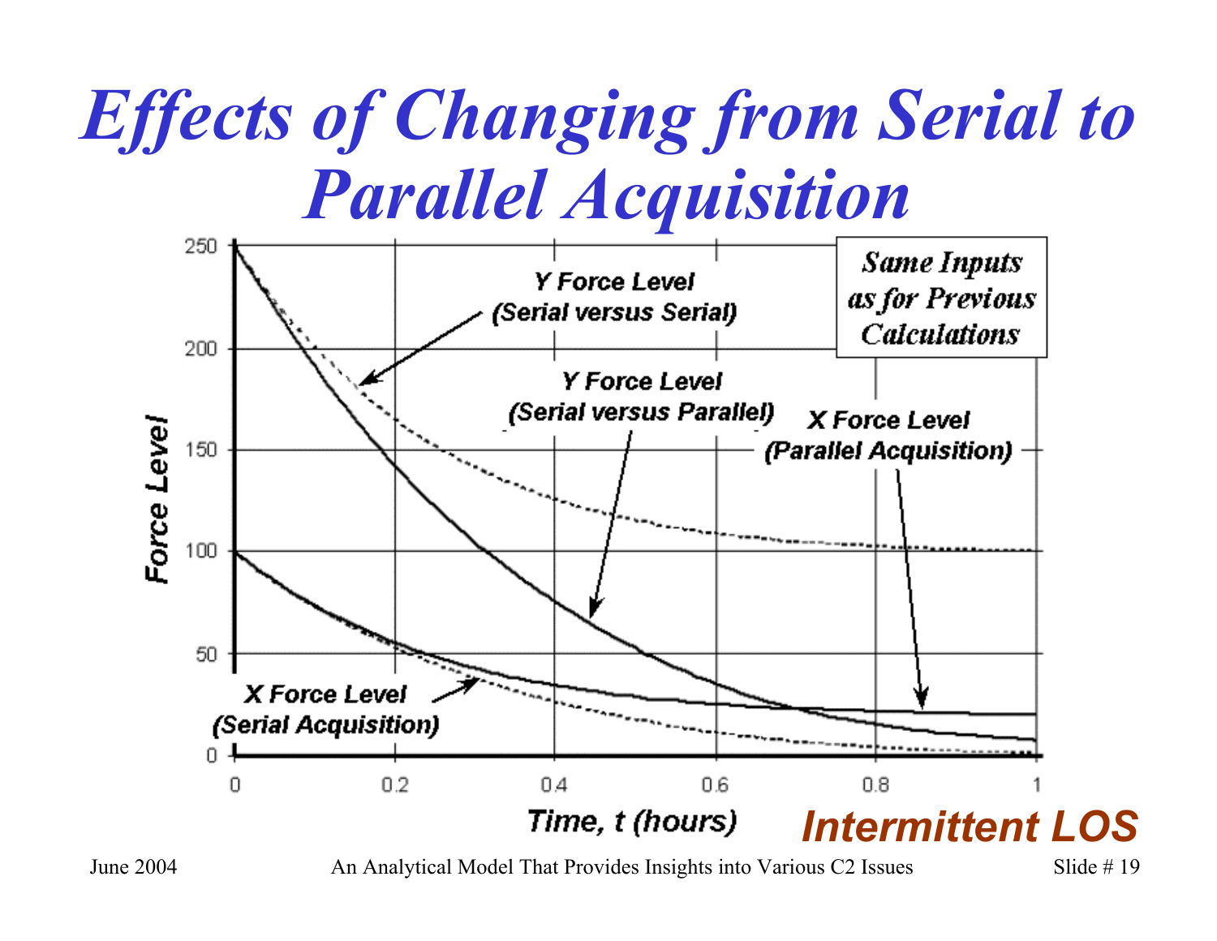# Effects of Changing from Serial to Parallel Acquisition

Same Inputs as for Previous Calculations

Y Force Level (Serial versus Serial)

Y Force Level (Serial versus Parallel)

X Force Level (Parallel Acquisition)

X Force Level (Serial Acquisition)

Force Level

250
200
150
100
50
0

0
0.2
0.4
0.6
0.8
1

Time, t (hours)

**Intermittent LOS**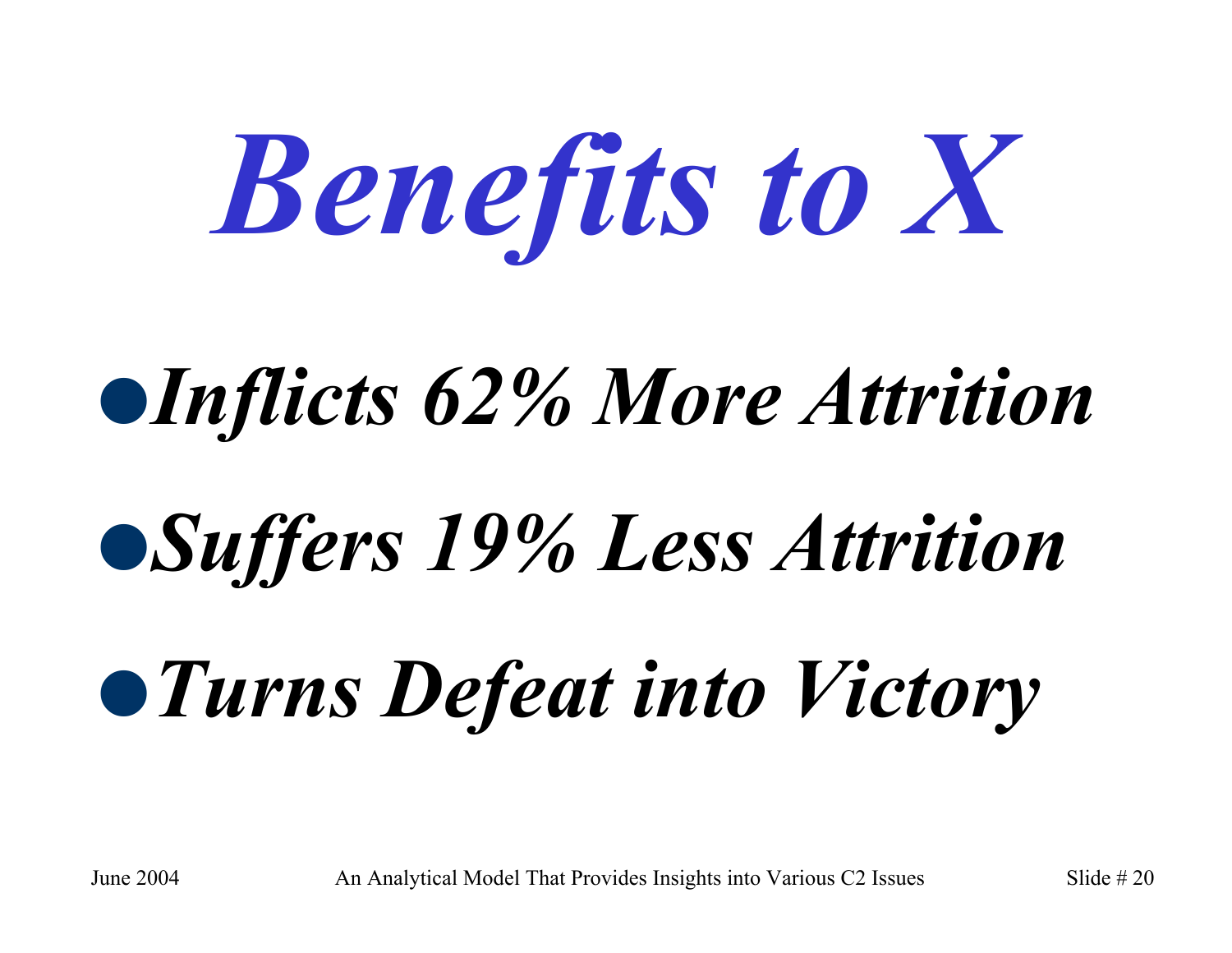# *Benefits to X*

- ***Inflicts 62% More Attrition***
- ***Suffers 19% Less Attrition***
- ***Turns Defeat into Victory***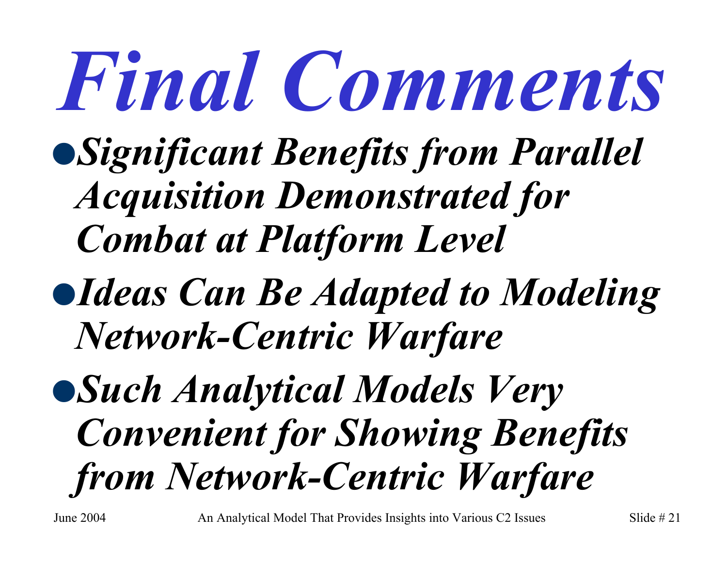# *Final Comments*

- ***Significant Benefits from Parallel Acquisition Demonstrated for Combat at Platform Level***
- ***Ideas Can Be Adapted to Modeling Network-Centric Warfare***
- ***Such Analytical Models Very Convenient for Showing Benefits from Network-Centric Warfare***